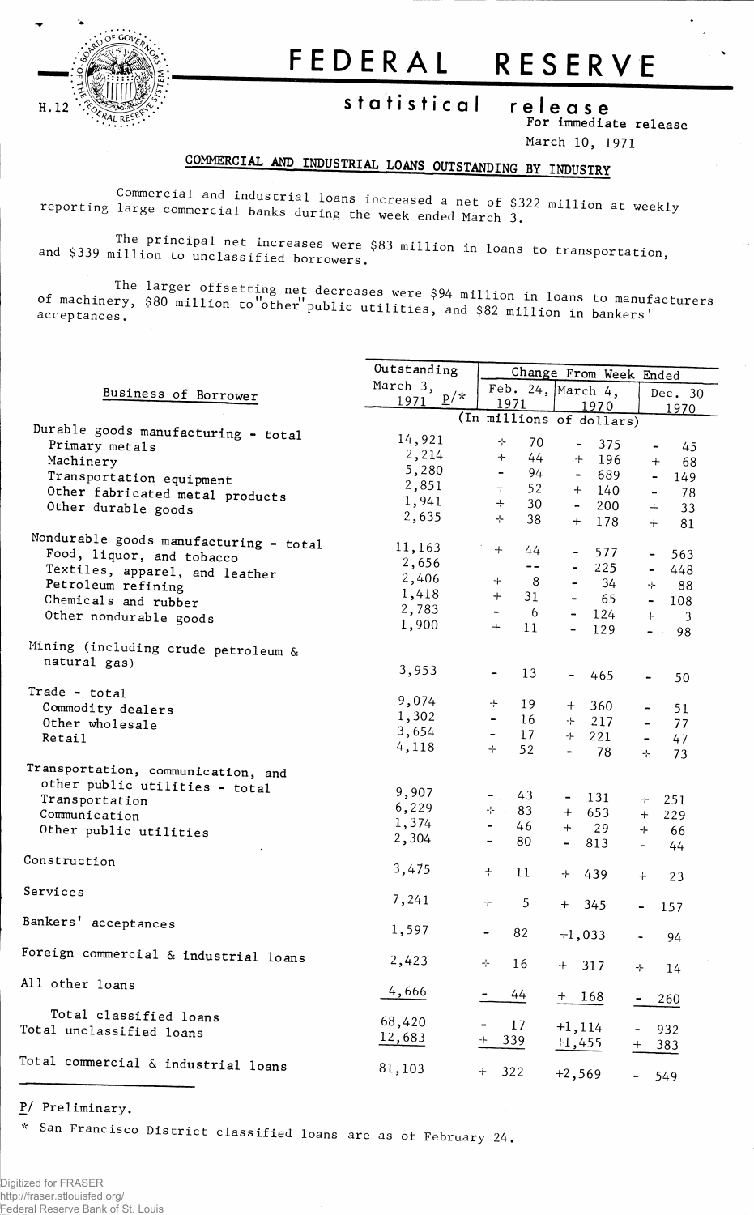H.12

# FEDERAL RESERVE

## statistical release

For immediate release

March 10, 1971

### COMMERCIAL AND INDUSTRIAL LOANS OUTSTANDING BY INDUSTRY

Commercial and industrial loans increased a net of $322 million at weekly reporting large commercial banks during the week ended March 3.

The principal net increases were $83 million in loans to transportation, and $339 million to unclassified borrowers.

The larger offsetting net decreases were $94 million in loans to manufacturers of machinery, $80 million to "other" public utilities, and $82 million in bankers' acceptances.

| Business of Borrower | Outstanding March 3, 1971 p/* | Change From Week Ended Feb. 24, 1971 | March 4, 1970 | Dec. 30 1970 |
|---|---|---|---|---|
| | (In millions of dollars) | | | |
| Durable goods manufacturing - total | 14,921 | + 70 | - 375 | - 45 |
| Primary metals | 2,214 | + 44 | + 196 | + 68 |
| Machinery | 5,280 | - 94 | - 689 | - 149 |
| Transportation equipment | 2,851 | + 52 | + 140 | - 78 |
| Other fabricated metal products | 1,941 | + 30 | - 200 | + 33 |
| Other durable goods | 2,635 | + 38 | + 178 | + 81 |
| Nondurable goods manufacturing - total | 11,163 | + 44 | - 577 | - 563 |
| Food, liquor, and tobacco | 2,656 | -- | - 225 | - 448 |
| Textiles, apparel, and leather | 2,406 | + 8 | - 34 | + 88 |
| Petroleum refining | 1,418 | + 31 | - 65 | - 108 |
| Chemicals and rubber | 2,783 | - 6 | - 124 | + 3 |
| Other nondurable goods | 1,900 | + 11 | - 129 | - 98 |
| Mining (including crude petroleum & natural gas) | 3,953 | - 13 | - 465 | - 50 |
| Trade - total | 9,074 | + 19 | + 360 | - 51 |
| Commodity dealers | 1,302 | - 16 | + 217 | - 77 |
| Other wholesale | 3,654 | - 17 | + 221 | - 47 |
| Retail | 4,118 | + 52 | - 78 | + 73 |
| Transportation, communication, and other public utilities - total | 9,907 | - 43 | - 131 | + 251 |
| Transportation | 6,229 | + 83 | + 653 | + 229 |
| Communication | 1,374 | - 46 | + 29 | + 66 |
| Other public utilities | 2,304 | - 80 | - 813 | - 44 |
| Construction | 3,475 | + 11 | + 439 | + 23 |
| Services | 7,241 | + 5 | + 345 | - 157 |
| Bankers' acceptances | 1,597 | - 82 | +1,033 | - 94 |
| Foreign commercial & industrial loans | 2,423 | + 16 | + 317 | + 14 |
| All other loans | 4,666 | - 44 | + 168 | - 260 |
| Total classified loans | 68,420 | - 17 | +1,114 | - 932 |
| Total unclassified loans | 12,683 | + 339 | +1,455 | + 383 |
| Total commercial & industrial loans | 81,103 | + 322 | +2,569 | - 549 |

P/ Preliminary.

\* San Francisco District classified loans are as of February 24.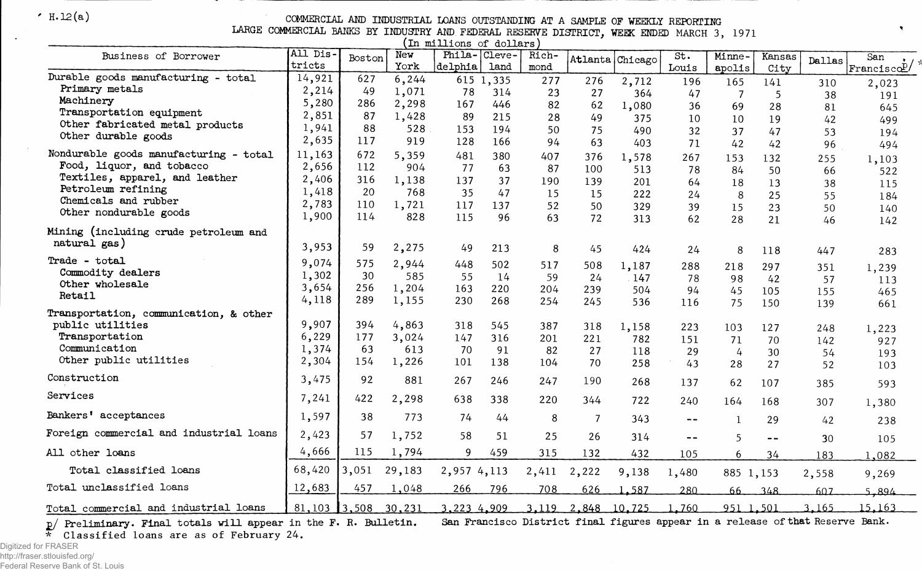H.12(a)

# COMMERCIAL AND INDUSTRIAL LOANS OUTSTANDING AT A SAMPLE OF WEEKLY REPORTING LARGE COMMERCIAL BANKS BY INDUSTRY AND FEDERAL RESERVE DISTRICT, WEEK ENDED MARCH 3, 1971

(In millions of dollars)

| Business of Borrower | All Districts | Boston | New York | Philadelphia | Cleveland | Richmond | Atlanta | Chicago | St. Louis | Minneapolis | Kansas City | Dallas | San Francisco p/ * |
|---|---|---|---|---|---|---|---|---|---|---|---|---|---|
| Durable goods manufacturing - total | 14,921 | 627 | 6,244 | 615 | 1,335 | 277 | 276 | 2,712 | 196 | 165 | 141 | 310 | 2,023 |
| Primary metals | 2,214 | 49 | 1,071 | 78 | 314 | 23 | 27 | 364 | 47 | 7 | 5 | 38 | 191 |
| Machinery | 5,280 | 286 | 2,298 | 167 | 446 | 82 | 62 | 1,080 | 36 | 69 | 28 | 81 | 645 |
| Transportation equipment | 2,851 | 87 | 1,428 | 89 | 215 | 28 | 49 | 375 | 10 | 10 | 19 | 42 | 499 |
| Other fabricated metal products | 1,941 | 88 | 528 | 153 | 194 | 50 | 75 | 490 | 32 | 37 | 47 | 53 | 194 |
| Other durable goods | 2,635 | 117 | 919 | 128 | 166 | 94 | 63 | 403 | 71 | 42 | 42 | 96 | 494 |
| Nondurable goods manufacturing - total | 11,163 | 672 | 5,359 | 481 | 380 | 407 | 376 | 1,578 | 267 | 153 | 132 | 255 | 1,103 |
| Food, liquor, and tobacco | 2,656 | 112 | 904 | 77 | 63 | 87 | 100 | 513 | 78 | 84 | 50 | 66 | 522 |
| Textiles, apparel, and leather | 2,406 | 316 | 1,138 | 137 | 37 | 190 | 139 | 201 | 64 | 18 | 13 | 38 | 115 |
| Petroleum refining | 1,418 | 20 | 768 | 35 | 47 | 15 | 15 | 222 | 24 | 8 | 25 | 55 | 184 |
| Chemicals and rubber | 2,783 | 110 | 1,721 | 117 | 137 | 52 | 50 | 329 | 39 | 15 | 23 | 50 | 140 |
| Other nondurable goods | 1,900 | 114 | 828 | 115 | 96 | 63 | 72 | 313 | 62 | 28 | 21 | 46 | 142 |
| Mining (including crude petroleum and natural gas) | 3,953 | 59 | 2,275 | 49 | 213 | 8 | 45 | 424 | 24 | 8 | 118 | 447 | 283 |
| Trade - total | 9,074 | 575 | 2,944 | 448 | 502 | 517 | 508 | 1,187 | 288 | 218 | 297 | 351 | 1,239 |
| Commodity dealers | 1,302 | 30 | 585 | 55 | 14 | 59 | 24 | 147 | 78 | 98 | 42 | 57 | 113 |
| Other wholesale | 3,654 | 256 | 1,204 | 163 | 220 | 204 | 239 | 504 | 94 | 45 | 105 | 155 | 465 |
| Retail | 4,118 | 289 | 1,155 | 230 | 268 | 254 | 245 | 536 | 116 | 75 | 150 | 139 | 661 |
| Transportation, communication, & other public utilities | 9,907 | 394 | 4,863 | 318 | 545 | 387 | 318 | 1,158 | 223 | 103 | 127 | 248 | 1,223 |
| Transportation | 6,229 | 177 | 3,024 | 147 | 316 | 201 | 221 | 782 | 151 | 71 | 70 | 142 | 927 |
| Communication | 1,374 | 63 | 613 | 70 | 91 | 82 | 27 | 118 | 29 | 4 | 30 | 54 | 193 |
| Other public utilities | 2,304 | 154 | 1,226 | 101 | 138 | 104 | 70 | 258 | 43 | 28 | 27 | 52 | 103 |
| Construction | 3,475 | 92 | 881 | 267 | 246 | 247 | 190 | 268 | 137 | 62 | 107 | 385 | 593 |
| Services | 7,241 | 422 | 2,298 | 638 | 338 | 220 | 344 | 722 | 240 | 164 | 168 | 307 | 1,380 |
| Bankers' acceptances | 1,597 | 38 | 773 | 74 | 44 | 8 | 7 | 343 | -- | 1 | 29 | 42 | 238 |
| Foreign commercial and industrial loans | 2,423 | 57 | 1,752 | 58 | 51 | 25 | 26 | 314 | -- | 5 | -- | 30 | 105 |
| All other loans | 4,666 | 115 | 1,794 | 9 | 459 | 315 | 132 | 432 | 105 | 6 | 34 | 183 | 1,082 |
| Total classified loans | 68,420 | 3,051 | 29,183 | 2,957 | 4,113 | 2,411 | 2,222 | 9,138 | 1,480 | 885 | 1,153 | 2,558 | 9,269 |
| Total unclassified loans | 12,683 | 457 | 1,048 | 266 | 796 | 708 | 626 | 1,587 | 280 | 66 | 348 | 607 | 5,894 |
| Total commercial and industrial loans | 81,103 | 3,508 | 30,231 | 3,223 | 4,909 | 3,119 | 2,848 | 10,725 | 1,760 | 951 | 1,501 | 3,165 | 15,163 |

p/ Preliminary. Final totals will appear in the F. R. Bulletin. San Francisco District final figures appear in a release of that Reserve Bank.

* Classified loans are as of February 24.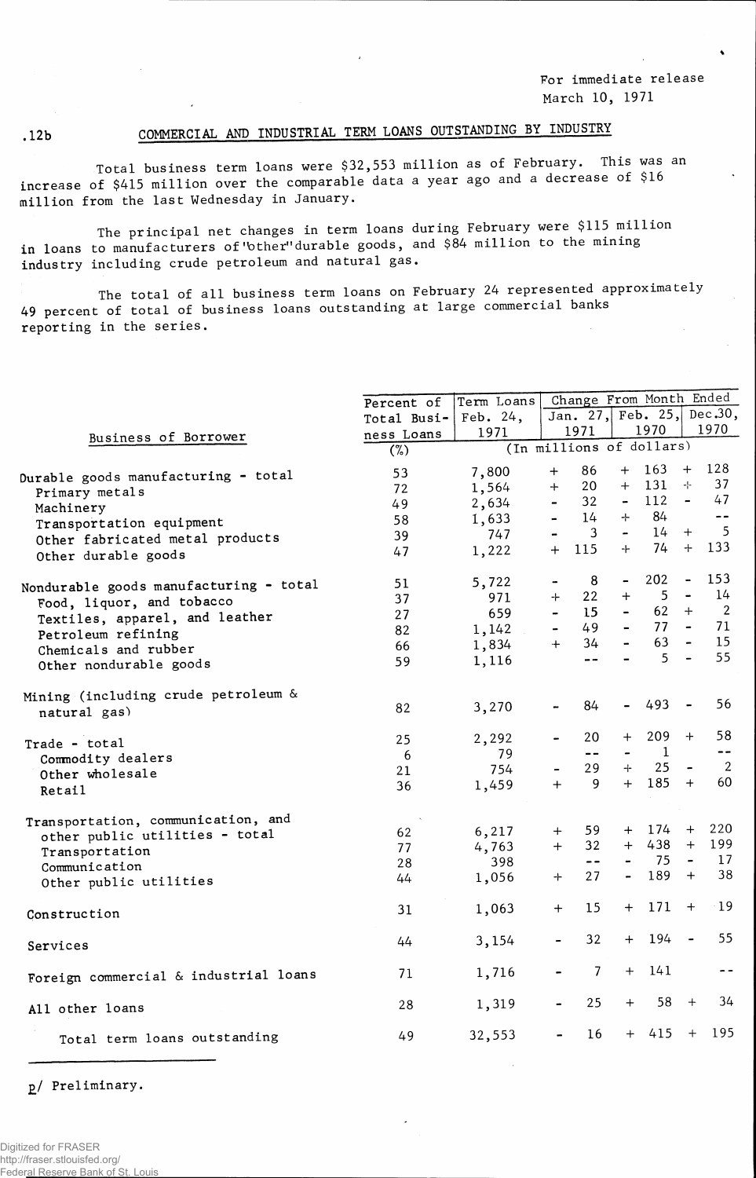For immediate release
March 10, 1971

.12b

## COMMERCIAL AND INDUSTRIAL TERM LOANS OUTSTANDING BY INDUSTRY

Total business term loans were $32,553 million as of February. This was an increase of $415 million over the comparable data a year ago and a decrease of $16 million from the last Wednesday in January.

The principal net changes in term loans during February were $115 million in loans to manufacturers of "other" durable goods, and $84 million to the mining industry including crude petroleum and natural gas.

The total of all business term loans on February 24 represented approximately 49 percent of total of business loans outstanding at large commercial banks reporting in the series.

| Business of Borrower | Percent of Total Business Loans | Term Loans Feb. 24, 1971 | Change From Month Ended Jan. 27, 1971 | Feb. 25, 1970 | Dec.30, 1970 |
|---|---|---|---|---|---|
| | (%) | (In millions of dollars) | | | |
| Durable goods manufacturing - total | 53 | 7,800 | + 86 | + 163 | + 128 |
| Primary metals | 72 | 1,564 | + 20 | + 131 | + 37 |
| Machinery | 49 | 2,634 | - 32 | - 112 | - 47 |
| Transportation equipment | 58 | 1,633 | - 14 | + 84 | -- |
| Other fabricated metal products | 39 | 747 | - 3 | - 14 | + 5 |
| Other durable goods | 47 | 1,222 | + 115 | + 74 | + 133 |
| Nondurable goods manufacturing - total | 51 | 5,722 | - 8 | - 202 | - 153 |
| Food, liquor, and tobacco | 37 | 971 | + 22 | + 5 | - 14 |
| Textiles, apparel, and leather | 27 | 659 | - 15 | - 62 | + 2 |
| Petroleum refining | 82 | 1,142 | - 49 | - 77 | - 71 |
| Chemicals and rubber | 66 | 1,834 | + 34 | - 63 | - 15 |
| Other nondurable goods | 59 | 1,116 | -- | - 5 | - 55 |
| Mining (including crude petroleum & natural gas) | 82 | 3,270 | - 84 | - 493 | - 56 |
| Trade - total | 25 | 2,292 | - 20 | + 209 | + 58 |
| Commodity dealers | 6 | 79 | -- | - 1 | -- |
| Other wholesale | 21 | 754 | - 29 | + 25 | - 2 |
| Retail | 36 | 1,459 | + 9 | + 185 | + 60 |
| Transportation, communication, and other public utilities - total | 62 | 6,217 | + 59 | + 174 | + 220 |
| Transportation | 77 | 4,763 | + 32 | + 438 | + 199 |
| Communication | 28 | 398 | -- | - 75 | - 17 |
| Other public utilities | 44 | 1,056 | + 27 | - 189 | + 38 |
| Construction | 31 | 1,063 | + 15 | + 171 | + 19 |
| Services | 44 | 3,154 | - 32 | + 194 | - 55 |
| Foreign commercial & industrial loans | 71 | 1,716 | - 7 | + 141 | -- |
| All other loans | 28 | 1,319 | - 25 | + 58 | + 34 |
| Total term loans outstanding | 49 | 32,553 | - 16 | + 415 | + 195 |

p/ Preliminary.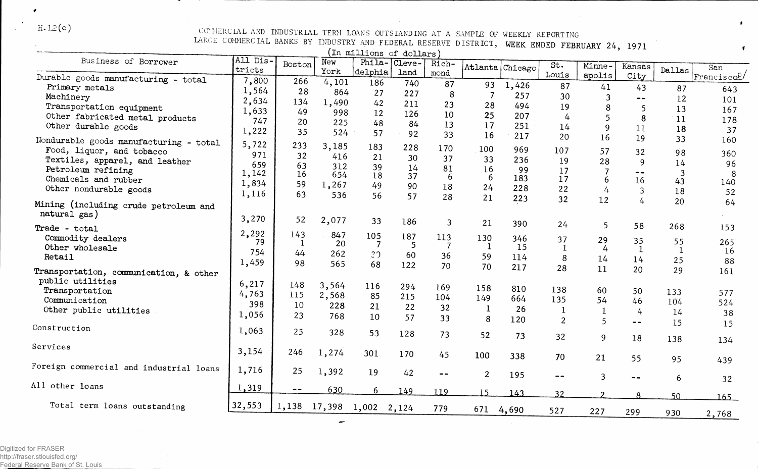H.12(c)

COMMERCIAL AND INDUSTRIAL TERM LOANS OUTSTANDING AT A SAMPLE OF WEEKLY REPORTING LARGE COMMERCIAL BANKS BY INDUSTRY AND FEDERAL RESERVE DISTRICT, WEEK ENDED FEBRUARY 24, 1971

(In millions of dollars)

| Business of Borrower | All Districts | Boston | New York | Philadelphia | Cleveland | Richmond | Atlanta | Chicago | St. Louis | Minneapolis | Kansas City | Dallas | San Francisco[p]/ |
|---|---|---|---|---|---|---|---|---|---|---|---|---|---|
| Durable goods manufacturing - total | 7,800 | 266 | 4,101 | 186 | 740 | 87 | 93 | 1,426 | 87 | 41 | 43 | 87 | 643 |
| Primary metals | 1,564 | 28 | 864 | 27 | 227 | 8 | 7 | 257 | 30 | 3 | -- | 12 | 101 |
| Machinery | 2,634 | 134 | 1,490 | 42 | 211 | 23 | 28 | 494 | 19 | 8 | 5 | 13 | 167 |
| Transportation equipment | 1,633 | 49 | 998 | 12 | 126 | 10 | 25 | 207 | 4 | 5 | 8 | 11 | 178 |
| Other fabricated metal products | 747 | 20 | 225 | 48 | 84 | 13 | 17 | 251 | 14 | 9 | 11 | 18 | 37 |
| Other durable goods | 1,222 | 35 | 524 | 57 | 92 | 33 | 16 | 217 | 20 | 16 | 19 | 33 | 160 |
| Nondurable goods manufacturing - total | 5,722 | 233 | 3,185 | 183 | 228 | 170 | 100 | 969 | 107 | 57 | 32 | 98 | 360 |
| Food, liquor, and tobacco | 971 | 32 | 416 | 21 | 30 | 37 | 33 | 236 | 19 | 28 | 9 | 14 | 96 |
| Textiles, apparel, and leather | 659 | 63 | 312 | 39 | 14 | 81 | 16 | 99 | 17 | 7 | -- | 3 | 8 |
| Petroleum refining | 1,142 | 16 | 654 | 18 | 37 | 6 | 6 | 183 | 17 | 6 | 16 | 43 | 140 |
| Chemicals and rubber | 1,834 | 59 | 1,267 | 49 | 90 | 18 | 24 | 228 | 22 | 4 | 3 | 18 | 52 |
| Other nondurable goods | 1,116 | 63 | 536 | 56 | 57 | 28 | 21 | 223 | 32 | 12 | 4 | 20 | 64 |
| Mining (including crude petroleum and natural gas) | 3,270 | 52 | 2,077 | 33 | 186 | 3 | 21 | 390 | 24 | 5 | 58 | 268 | 153 |
| Trade - total | 2,292 | 143 | 847 | 105 | 187 | 113 | 130 | 346 | 37 | 29 | 35 | 55 | 265 |
| Commodity dealers | 79 | 1 | 20 | 7 | 5 | 7 | 1 | 15 | 1 | 4 | 1 | 1 | 16 |
| Other wholesale | 754 | 44 | 262 | 29 | 60 | 36 | 59 | 114 | 8 | 14 | 14 | 25 | 88 |
| Retail | 1,459 | 98 | 565 | 68 | 122 | 70 | 70 | 217 | 28 | 11 | 20 | 29 | 161 |
| Transportation, communication, & other public utilities | 6,217 | 148 | 3,564 | 116 | 294 | 169 | 158 | 810 | 138 | 60 | 50 | 133 | 577 |
| Transportation | 4,763 | 115 | 2,568 | 85 | 215 | 104 | 149 | 664 | 135 | 54 | 46 | 104 | 524 |
| Communication | 398 | 10 | 228 | 21 | 22 | 32 | 1 | 26 | 1 | 1 | 4 | 14 | 38 |
| Other public utilities | 1,056 | 23 | 768 | 10 | 57 | 33 | 8 | 120 | 2 | 5 | -- | 15 | 15 |
| Construction | 1,063 | 25 | 328 | 53 | 128 | 73 | 52 | 73 | 32 | 9 | 18 | 138 | 134 |
| Services | 3,154 | 246 | 1,274 | 301 | 170 | 45 | 100 | 338 | 70 | 21 | 55 | 95 | 439 |
| Foreign commercial and industrial loans | 1,716 | 25 | 1,392 | 19 | 42 | -- | 2 | 195 | -- | 3 | -- | 6 | 32 |
| All other loans | 1,319 | -- | 630 | 6 | 149 | 119 | 15 | 143 | 32 | 2 | 8 | 50 | 165 |
| Total term loans outstanding | 32,553 | 1,138 | 17,398 | 1,002 | 2,124 | 779 | 671 | 4,690 | 527 | 227 | 299 | 930 | 2,768 |